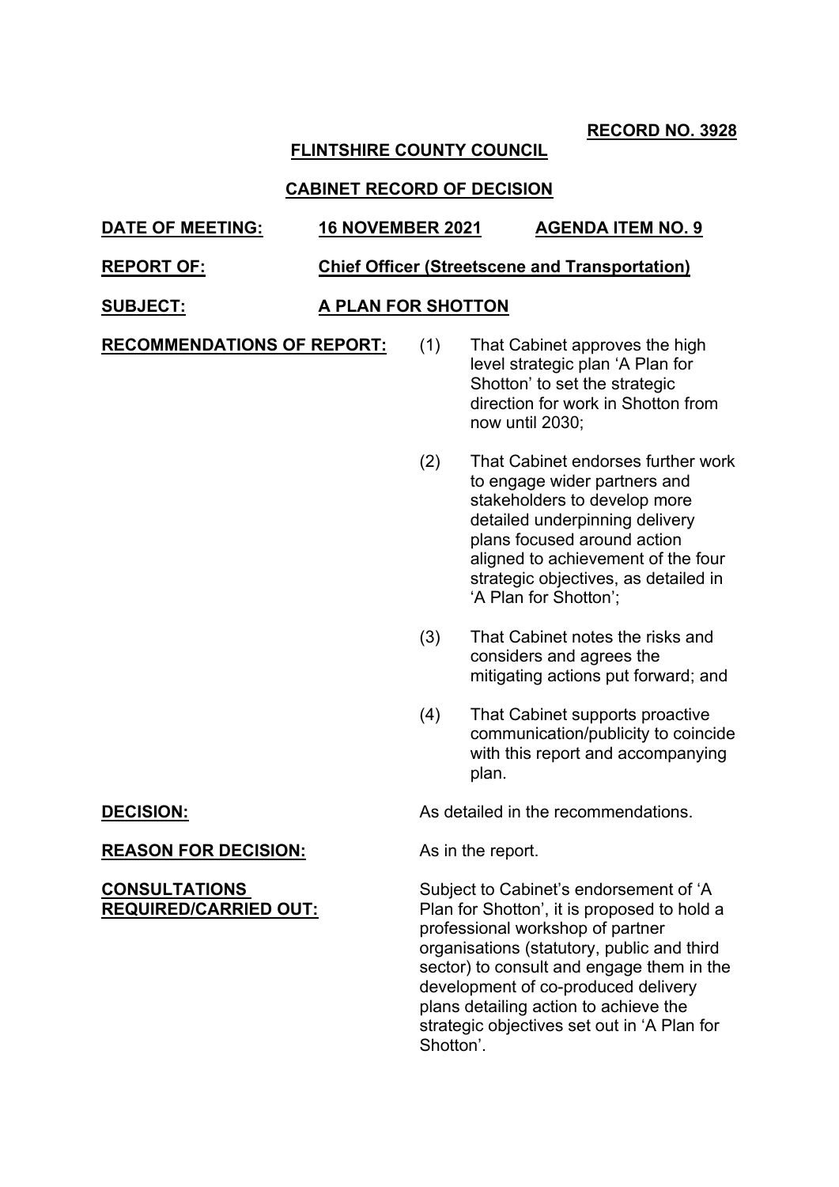**RECORD NO. 3928**

**FLINTSHIRE COUNTY COUNCIL**

**CABINET RECORD OF DECISION**

**DATE OF MEETING:** **16 NOVEMBER 2021** **AGENDA ITEM NO. 9**

**REPORT OF:** **Chief Officer (Streetscene and Transportation)**

**SUBJECT:** **A PLAN FOR SHOTTON**

**RECOMMENDATIONS OF REPORT:**

(1) That Cabinet approves the high level strategic plan 'A Plan for Shotton' to set the strategic direction for work in Shotton from now until 2030;

(2) That Cabinet endorses further work to engage wider partners and stakeholders to develop more detailed underpinning delivery plans focused around action aligned to achievement of the four strategic objectives, as detailed in 'A Plan for Shotton';

(3) That Cabinet notes the risks and considers and agrees the mitigating actions put forward; and

(4) That Cabinet supports proactive communication/publicity to coincide with this report and accompanying plan.

**DECISION:** As detailed in the recommendations.

**REASON FOR DECISION:** As in the report.

**CONSULTATIONS REQUIRED/CARRIED OUT:** Subject to Cabinet's endorsement of 'A Plan for Shotton', it is proposed to hold a professional workshop of partner organisations (statutory, public and third sector) to consult and engage them in the development of co-produced delivery plans detailing action to achieve the strategic objectives set out in 'A Plan for Shotton'.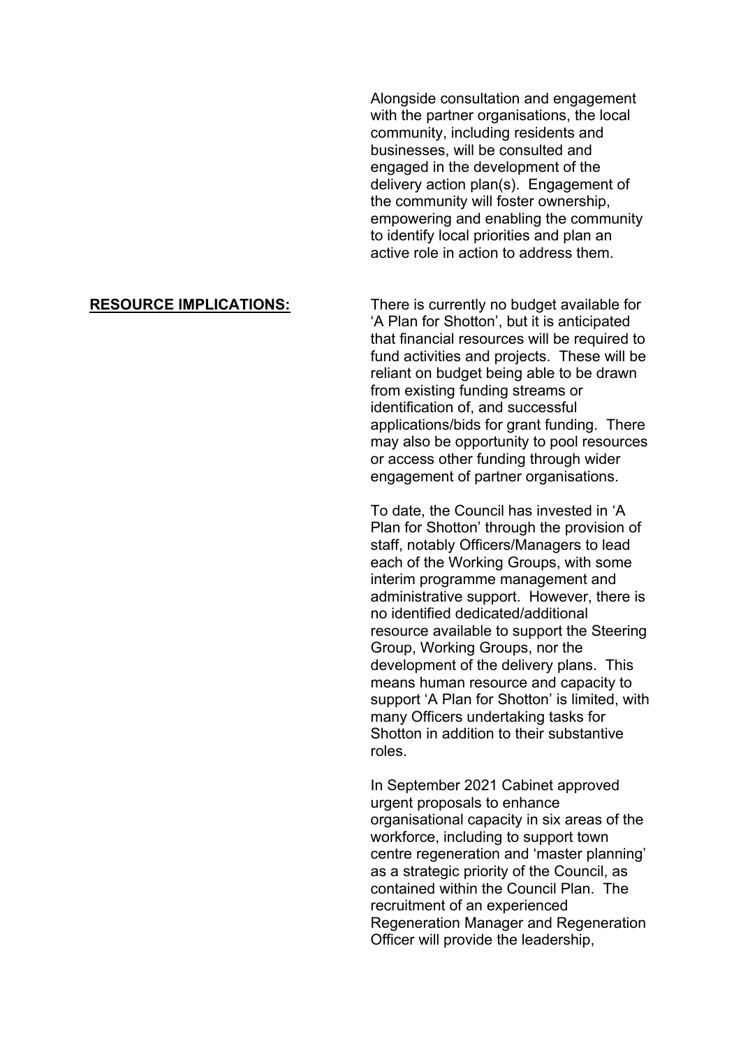Alongside consultation and engagement with the partner organisations, the local community, including residents and businesses, will be consulted and engaged in the development of the delivery action plan(s). Engagement of the community will foster ownership, empowering and enabling the community to identify local priorities and plan an active role in action to address them.

**<u>RESOURCE IMPLICATIONS:</u>**

There is currently no budget available for 'A Plan for Shotton', but it is anticipated that financial resources will be required to fund activities and projects. These will be reliant on budget being able to be drawn from existing funding streams or identification of, and successful applications/bids for grant funding. There may also be opportunity to pool resources or access other funding through wider engagement of partner organisations.

To date, the Council has invested in 'A Plan for Shotton' through the provision of staff, notably Officers/Managers to lead each of the Working Groups, with some interim programme management and administrative support. However, there is no identified dedicated/additional resource available to support the Steering Group, Working Groups, nor the development of the delivery plans. This means human resource and capacity to support 'A Plan for Shotton' is limited, with many Officers undertaking tasks for Shotton in addition to their substantive roles.

In September 2021 Cabinet approved urgent proposals to enhance organisational capacity in six areas of the workforce, including to support town centre regeneration and 'master planning' as a strategic priority of the Council, as contained within the Council Plan. The recruitment of an experienced Regeneration Manager and Regeneration Officer will provide the leadership,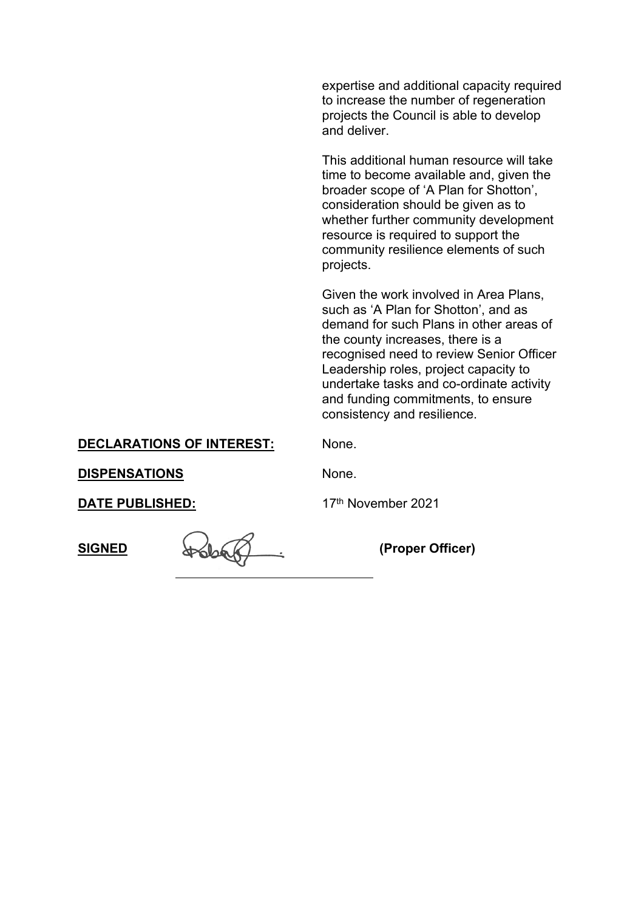expertise and additional capacity required to increase the number of regeneration projects the Council is able to develop and deliver.

This additional human resource will take time to become available and, given the broader scope of 'A Plan for Shotton', consideration should be given as to whether further community development resource is required to support the community resilience elements of such projects.

Given the work involved in Area Plans, such as 'A Plan for Shotton', and as demand for such Plans in other areas of the county increases, there is a recognised need to review Senior Officer Leadership roles, project capacity to undertake tasks and co-ordinate activity and funding commitments, to ensure consistency and resilience.

**DECLARATIONS OF INTEREST:** None.

**DISPENSATIONS** None.

**DATE PUBLISHED:** 17th November 2021

**SIGNED** ______________________ **(Proper Officer)**